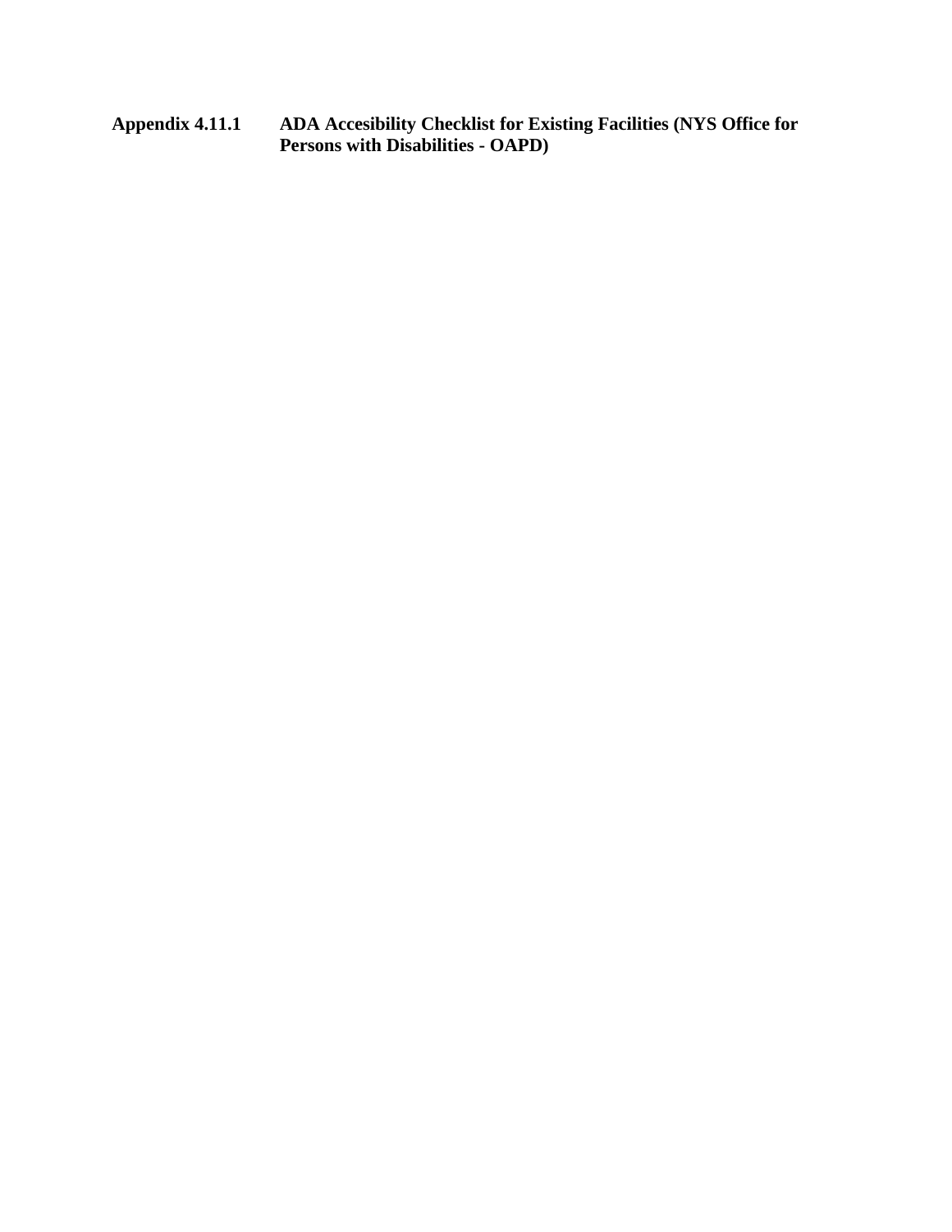**Appendix 4.11.1 ADA Accesibility Checklist for Existing Facilities (NYS Office for Persons with Disabilities - OAPD)**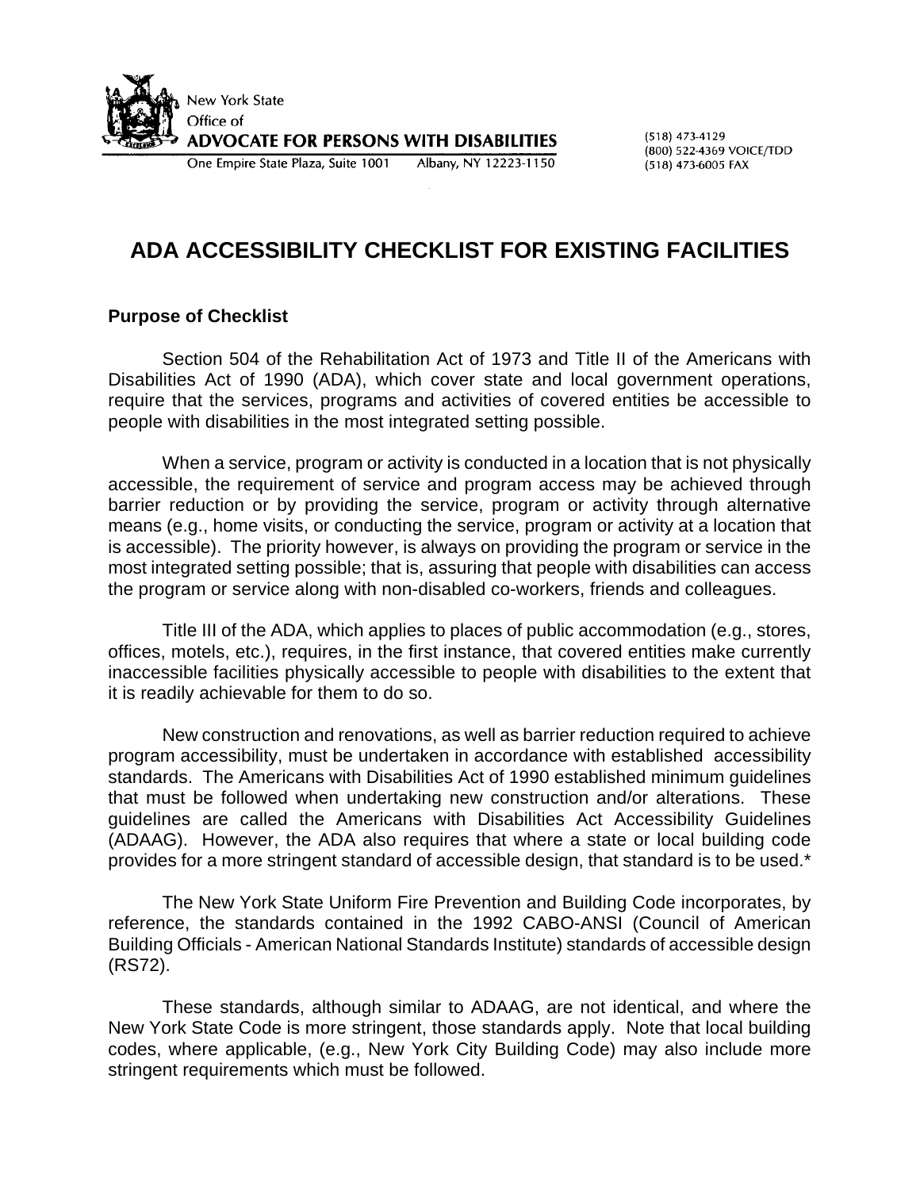New York State
Office of
**ADVOCATE FOR PERSONS WITH DISABILITIES**
One Empire State Plaza, Suite 1001 Albany, NY 12223-1150

(518) 473-4129
(800) 522-4369 VOICE/TDD
(518) 473-6005 FAX

# ADA ACCESSIBILITY CHECKLIST FOR EXISTING FACILITIES

## Purpose of Checklist

Section 504 of the Rehabilitation Act of 1973 and Title II of the Americans with Disabilities Act of 1990 (ADA), which cover state and local government operations, require that the services, programs and activities of covered entities be accessible to people with disabilities in the most integrated setting possible.

When a service, program or activity is conducted in a location that is not physically accessible, the requirement of service and program access may be achieved through barrier reduction or by providing the service, program or activity through alternative means (e.g., home visits, or conducting the service, program or activity at a location that is accessible). The priority however, is always on providing the program or service in the most integrated setting possible; that is, assuring that people with disabilities can access the program or service along with non-disabled co-workers, friends and colleagues.

Title III of the ADA, which applies to places of public accommodation (e.g., stores, offices, motels, etc.), requires, in the first instance, that covered entities make currently inaccessible facilities physically accessible to people with disabilities to the extent that it is readily achievable for them to do so.

New construction and renovations, as well as barrier reduction required to achieve program accessibility, must be undertaken in accordance with established accessibility standards. The Americans with Disabilities Act of 1990 established minimum guidelines that must be followed when undertaking new construction and/or alterations. These guidelines are called the Americans with Disabilities Act Accessibility Guidelines (ADAAG). However, the ADA also requires that where a state or local building code provides for a more stringent standard of accessible design, that standard is to be used.*

The New York State Uniform Fire Prevention and Building Code incorporates, by reference, the standards contained in the 1992 CABO-ANSI (Council of American Building Officials - American National Standards Institute) standards of accessible design (RS72).

These standards, although similar to ADAAG, are not identical, and where the New York State Code is more stringent, those standards apply. Note that local building codes, where applicable, (e.g., New York City Building Code) may also include more stringent requirements which must be followed.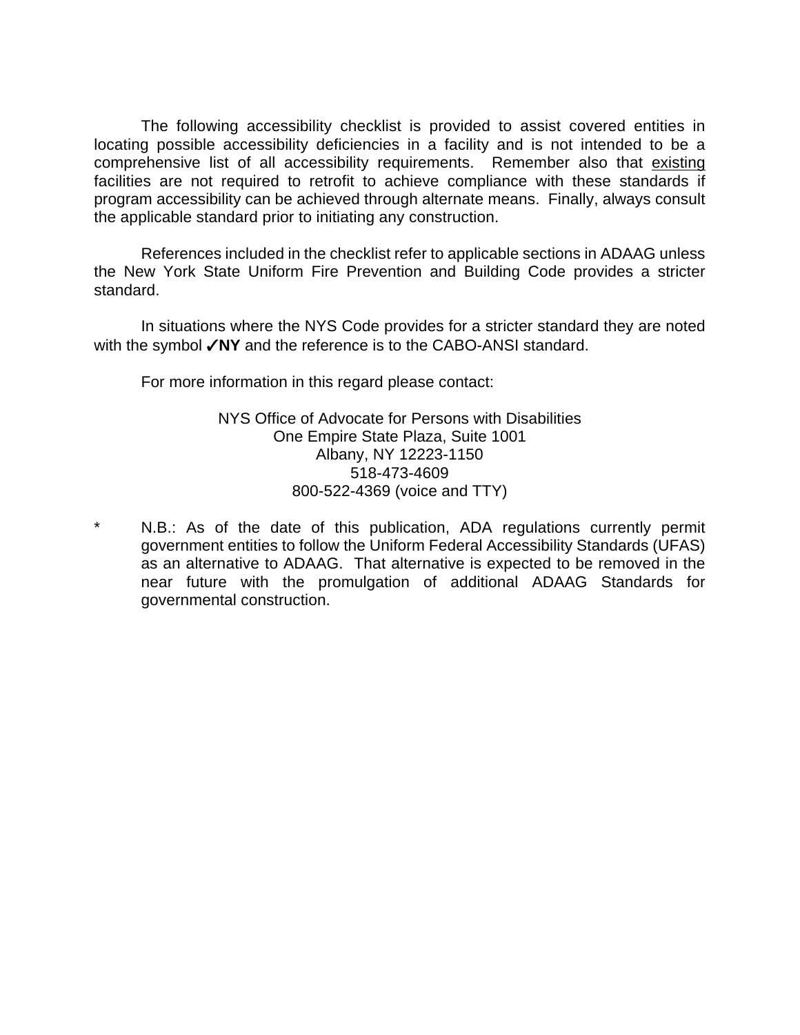The following accessibility checklist is provided to assist covered entities in locating possible accessibility deficiencies in a facility and is not intended to be a comprehensive list of all accessibility requirements. Remember also that <u>existing</u> facilities are not required to retrofit to achieve compliance with these standards if program accessibility can be achieved through alternate means. Finally, always consult the applicable standard prior to initiating any construction.

References included in the checklist refer to applicable sections in ADAAG unless the New York State Uniform Fire Prevention and Building Code provides a stricter standard.

In situations where the NYS Code provides for a stricter standard they are noted with the symbol **✓NY** and the reference is to the CABO-ANSI standard.

For more information in this regard please contact:

NYS Office of Advocate for Persons with Disabilities
One Empire State Plaza, Suite 1001
Albany, NY 12223-1150
518-473-4609
800-522-4369 (voice and TTY)

\* N.B.: As of the date of this publication, ADA regulations currently permit government entities to follow the Uniform Federal Accessibility Standards (UFAS) as an alternative to ADAAG. That alternative is expected to be removed in the near future with the promulgation of additional ADAAG Standards for governmental construction.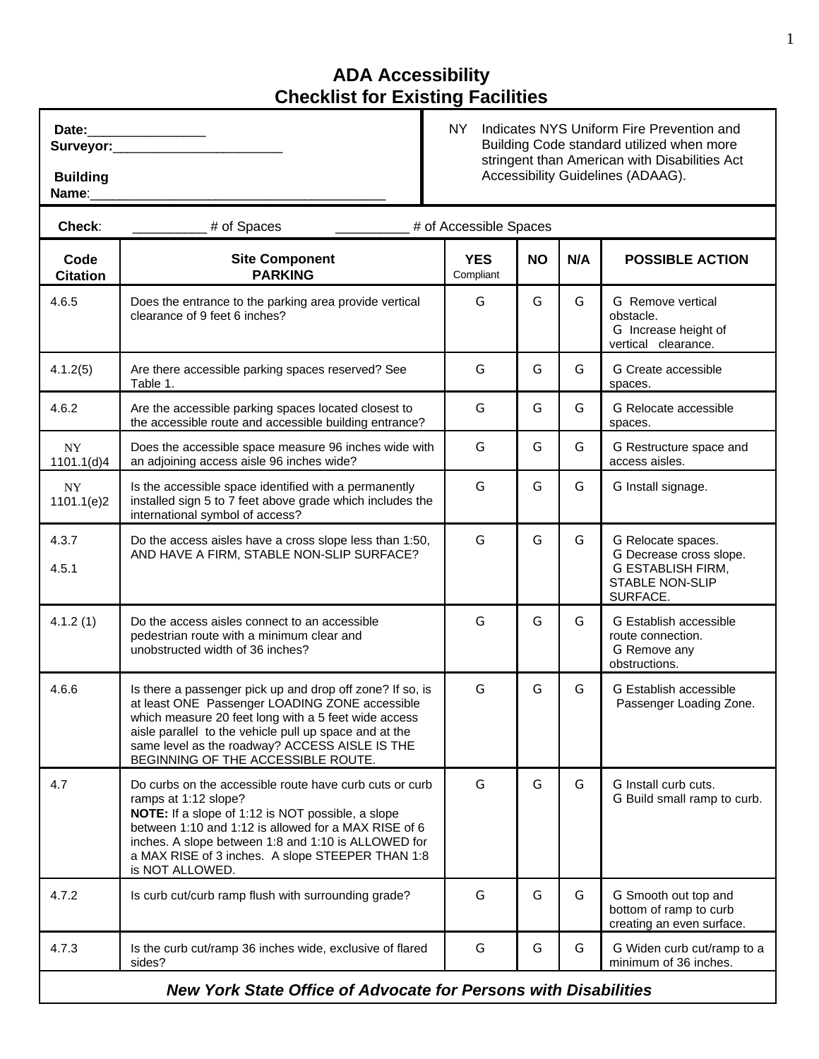# ADA Accessibility
## Checklist for Existing Facilities

| **Date:**________________ **Surveyor:**_______________________ **Building Name**:_________________________________________ | NY Indicates NYS Uniform Fire Prevention and Building Code standard utilized when more stringent than American with Disabilities Act Accessibility Guidelines (ADAAG). |
|---|---|

**Check**: _________ # of Spaces _________ # of Accessible Spaces

| Code Citation | Site Component PARKING | YES Compliant | NO | N/A | POSSIBLE ACTION |
|---|---|---|---|---|---|
| 4.6.5 | Does the entrance to the parking area provide vertical clearance of 9 feet 6 inches? | G | G | G | G Remove vertical obstacle. G Increase height of vertical clearance. |
| 4.1.2(5) | Are there accessible parking spaces reserved? See Table 1. | G | G | G | G Create accessible spaces. |
| 4.6.2 | Are the accessible parking spaces located closest to the accessible route and accessible building entrance? | G | G | G | G Relocate accessible spaces. |
| NY 1101.1(d)4 | Does the accessible space measure 96 inches wide with an adjoining access aisle 96 inches wide? | G | G | G | G Restructure space and access aisles. |
| NY 1101.1(e)2 | Is the accessible space identified with a permanently installed sign 5 to 7 feet above grade which includes the international symbol of access? | G | G | G | G Install signage. |
| 4.3.7 4.5.1 | Do the access aisles have a cross slope less than 1:50, AND HAVE A FIRM, STABLE NON-SLIP SURFACE? | G | G | G | G Relocate spaces. G Decrease cross slope. G ESTABLISH FIRM, STABLE NON-SLIP SURFACE. |
| 4.1.2 (1) | Do the access aisles connect to an accessible pedestrian route with a minimum clear and unobstructed width of 36 inches? | G | G | G | G Establish accessible route connection. G Remove any obstructions. |
| 4.6.6 | Is there a passenger pick up and drop off zone? If so, is at least ONE Passenger LOADING ZONE accessible which measure 20 feet long with a 5 feet wide access aisle parallel to the vehicle pull up space and at the same level as the roadway? ACCESS AISLE IS THE BEGINNING OF THE ACCESSIBLE ROUTE. | G | G | G | G Establish accessible Passenger Loading Zone. |
| 4.7 | Do curbs on the accessible route have curb cuts or curb ramps at 1:12 slope? **NOTE:** If a slope of 1:12 is NOT possible, a slope between 1:10 and 1:12 is allowed for a MAX RISE of 6 inches. A slope between 1:8 and 1:10 is ALLOWED for a MAX RISE of 3 inches. A slope STEEPER THAN 1:8 is NOT ALLOWED. | G | G | G | G Install curb cuts. G Build small ramp to curb. |
| 4.7.2 | Is curb cut/curb ramp flush with surrounding grade? | G | G | G | G Smooth out top and bottom of ramp to curb creating an even surface. |
| 4.7.3 | Is the curb cut/ramp 36 inches wide, exclusive of flared sides? | G | G | G | G Widen curb cut/ramp to a minimum of 36 inches. |

***New York State Office of Advocate for Persons with Disabilities***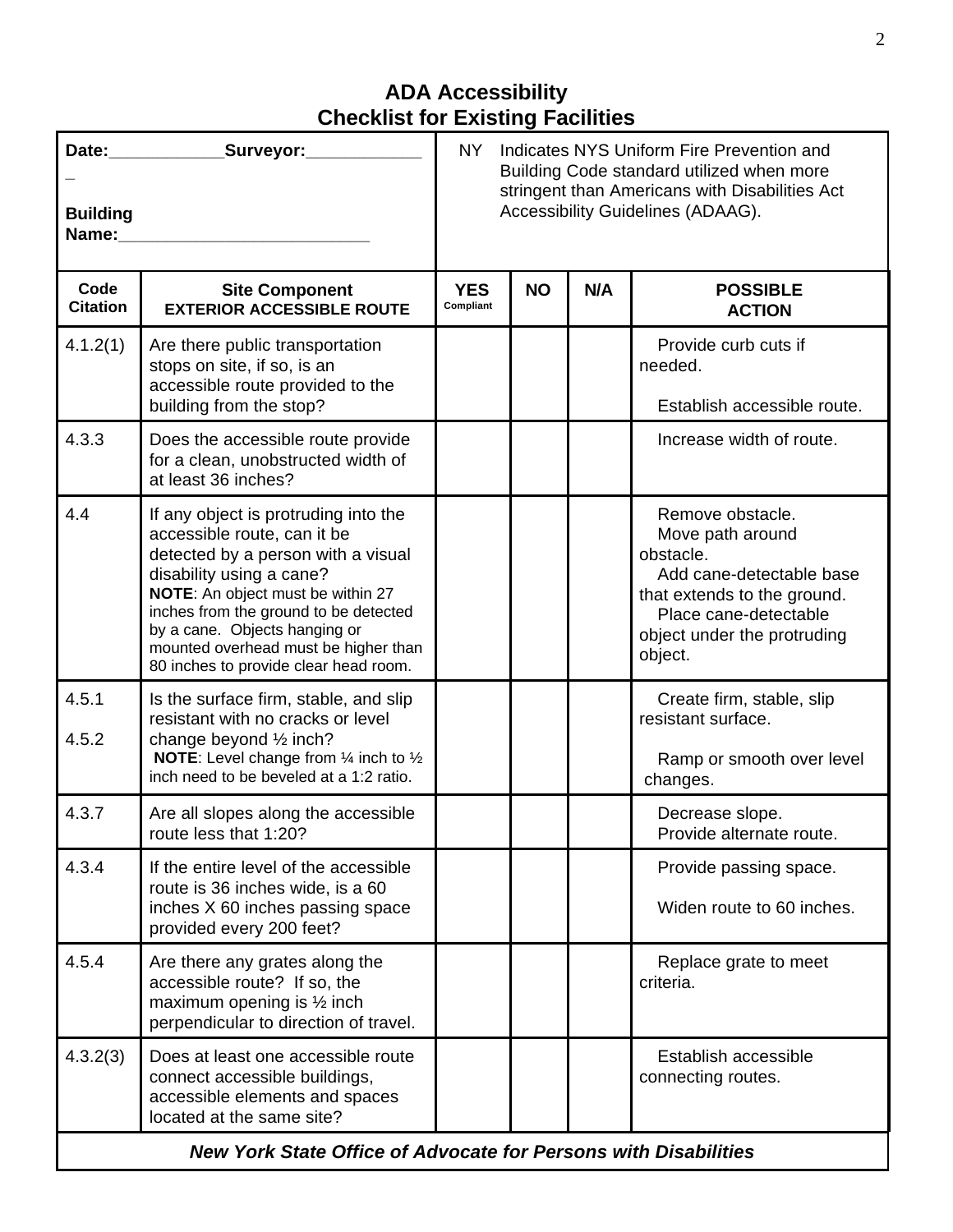## ADA Accessibility
## Checklist for Existing Facilities

| Date:____________Surveyor:____________ _<br><br>Building Name:__________________________ | | NY Indicates NYS Uniform Fire Prevention and Building Code standard utilized when more stringent than Americans with Disabilities Act Accessibility Guidelines (ADAAG). | | | |
|---|---|---|---|---|---|
| **Code Citation** | **Site Component**<br>**EXTERIOR ACCESSIBLE ROUTE** | **YES** Compliant | **NO** | **N/A** | **POSSIBLE ACTION** |
| 4.1.2(1) | Are there public transportation stops on site, if so, is an accessible route provided to the building from the stop? | | | | Provide curb cuts if needed.<br><br>Establish accessible route. |
| 4.3.3 | Does the accessible route provide for a clean, unobstructed width of at least 36 inches? | | | | Increase width of route. |
| 4.4 | If any object is protruding into the accessible route, can it be detected by a person with a visual disability using a cane?<br>**NOTE**: An object must be within 27 inches from the ground to be detected by a cane. Objects hanging or mounted overhead must be higher than 80 inches to provide clear head room. | | | | Remove obstacle.<br>Move path around obstacle.<br>Add cane-detectable base that extends to the ground.<br>Place cane-detectable object under the protruding object. |
| 4.5.1<br><br>4.5.2 | Is the surface firm, stable, and slip resistant with no cracks or level change beyond ½ inch?<br>**NOTE**: Level change from ¼ inch to ½ inch need to be beveled at a 1:2 ratio. | | | | Create firm, stable, slip resistant surface.<br><br>Ramp or smooth over level changes. |
| 4.3.7 | Are all slopes along the accessible route less that 1:20? | | | | Decrease slope.<br>Provide alternate route. |
| 4.3.4 | If the entire level of the accessible route is 36 inches wide, is a 60 inches X 60 inches passing space provided every 200 feet? | | | | Provide passing space.<br><br>Widen route to 60 inches. |
| 4.5.4 | Are there any grates along the accessible route? If so, the maximum opening is ½ inch perpendicular to direction of travel. | | | | Replace grate to meet criteria. |
| 4.3.2(3) | Does at least one accessible route connect accessible buildings, accessible elements and spaces located at the same site? | | | | Establish accessible connecting routes. |

***New York State Office of Advocate for Persons with Disabilities***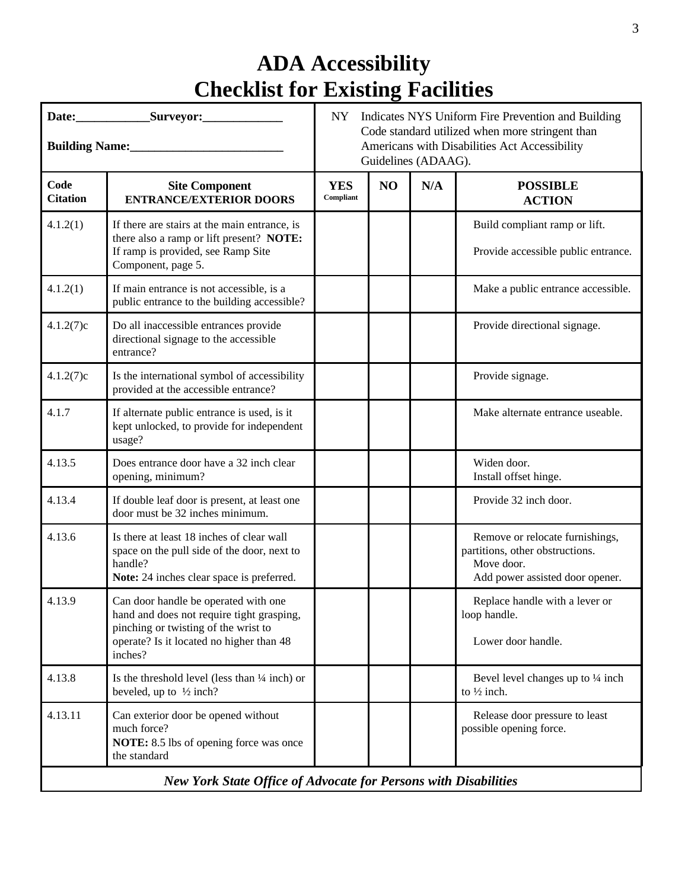# ADA Accessibility
# Checklist for Existing Facilities

| **Date:____________Surveyor:_____________**<br><br>**Building Name:_________________________** | NY Indicates NYS Uniform Fire Prevention and Building Code standard utilized when more stringent than Americans with Disabilities Act Accessibility Guidelines (ADAAG). |
|---|---|

| **Code Citation** | **Site Component ENTRANCE/EXTERIOR DOORS** | **YES** Compliant | **NO** | **N/A** | **POSSIBLE ACTION** |
|---|---|---|---|---|---|
| 4.1.2(1) | If there are stairs at the main entrance, is there also a ramp or lift present? **NOTE:** If ramp is provided, see Ramp Site Component, page 5. | | | | Build compliant ramp or lift.<br><br>Provide accessible public entrance. |
| 4.1.2(1) | If main entrance is not accessible, is a public entrance to the building accessible? | | | | Make a public entrance accessible. |
| 4.1.2(7)c | Do all inaccessible entrances provide directional signage to the accessible entrance? | | | | Provide directional signage. |
| 4.1.2(7)c | Is the international symbol of accessibility provided at the accessible entrance? | | | | Provide signage. |
| 4.1.7 | If alternate public entrance is used, is it kept unlocked, to provide for independent usage? | | | | Make alternate entrance useable. |
| 4.13.5 | Does entrance door have a 32 inch clear opening, minimum? | | | | Widen door.<br>Install offset hinge. |
| 4.13.4 | If double leaf door is present, at least one door must be 32 inches minimum. | | | | Provide 32 inch door. |
| 4.13.6 | Is there at least 18 inches of clear wall space on the pull side of the door, next to handle?<br>**Note:** 24 inches clear space is preferred. | | | | Remove or relocate furnishings, partitions, other obstructions.<br>Move door.<br>Add power assisted door opener. |
| 4.13.9 | Can door handle be operated with one hand and does not require tight grasping, pinching or twisting of the wrist to operate? Is it located no higher than 48 inches? | | | | Replace handle with a lever or loop handle.<br><br>Lower door handle. |
| 4.13.8 | Is the threshold level (less than ¼ inch) or beveled, up to ½ inch? | | | | Bevel level changes up to ¼ inch to ½ inch. |
| 4.13.11 | Can exterior door be opened without much force?<br>**NOTE:** 8.5 lbs of opening force was once the standard | | | | Release door pressure to least possible opening force. |

***New York State Office of Advocate for Persons with Disabilities***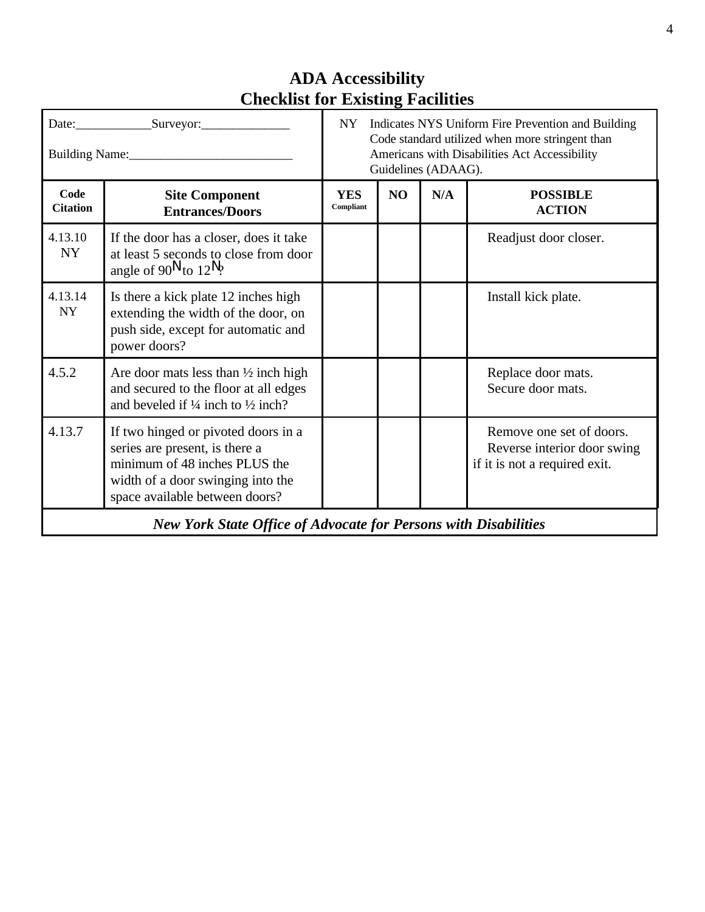# ADA Accessibility
# Checklist for Existing Facilities

| Date:____________Surveyor:______________ Building Name:__________________________ | NY Indicates NYS Uniform Fire Prevention and Building Code standard utilized when more stringent than Americans with Disabilities Act Accessibility Guidelines (ADAAG). |
|---|---|

| Code Citation | Site Component Entrances/Doors | YES Compliant | NO | N/A | POSSIBLE ACTION |
|---|---|---|---|---|---|
| 4.13.10 NY | If the door has a closer, does it take at least 5 seconds to close from door angle of 90° to 12°? | | | | Readjust door closer. |
| 4.13.14 NY | Is there a kick plate 12 inches high extending the width of the door, on push side, except for automatic and power doors? | | | | Install kick plate. |
| 4.5.2 | Are door mats less than ½ inch high and secured to the floor at all edges and beveled if ¼ inch to ½ inch? | | | | Replace door mats. Secure door mats. |
| 4.13.7 | If two hinged or pivoted doors in a series are present, is there a minimum of 48 inches PLUS the width of a door swinging into the space available between doors? | | | | Remove one set of doors. Reverse interior door swing if it is not a required exit. |

***New York State Office of Advocate for Persons with Disabilities***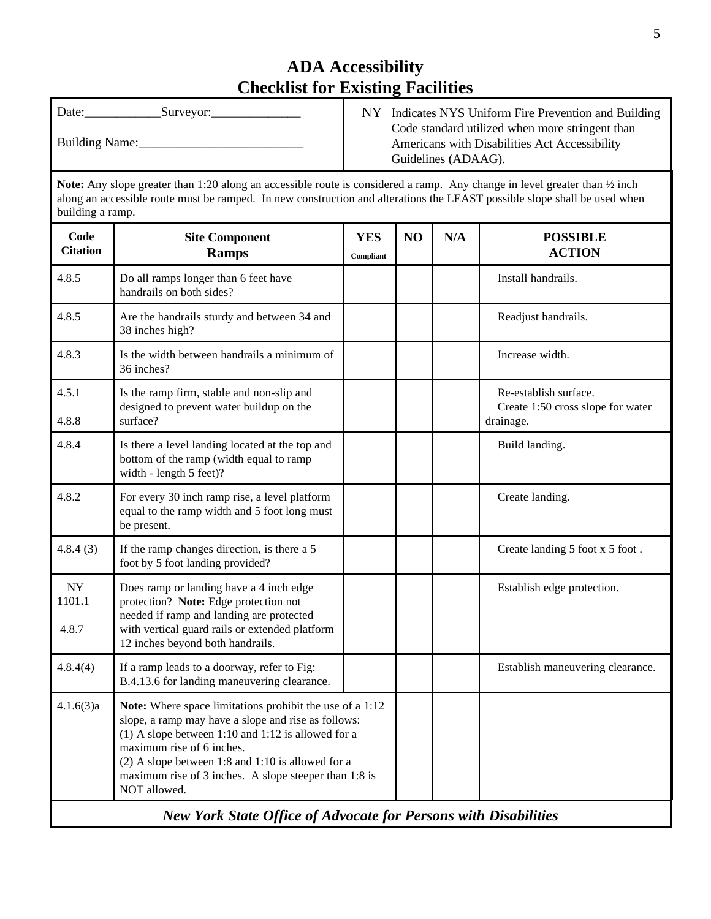# ADA Accessibility
# Checklist for Existing Facilities

| Date:____________Surveyor:______________ Building Name:__________________________ | NY Indicates NYS Uniform Fire Prevention and Building Code standard utilized when more stringent than Americans with Disabilities Act Accessibility Guidelines (ADAAG). |
|---|---|

**Note:** Any slope greater than 1:20 along an accessible route is considered a ramp. Any change in level greater than ½ inch along an accessible route must be ramped. In new construction and alterations the LEAST possible slope shall be used when building a ramp.

| Code Citation | Site Component **Ramps** | YES Compliant | NO | N/A | POSSIBLE ACTION |
|---|---|---|---|---|---|
| 4.8.5 | Do all ramps longer than 6 feet have handrails on both sides? | | | | Install handrails. |
| 4.8.5 | Are the handrails sturdy and between 34 and 38 inches high? | | | | Readjust handrails. |
| 4.8.3 | Is the width between handrails a minimum of 36 inches? | | | | Increase width. |
| 4.5.1 4.8.8 | Is the ramp firm, stable and non-slip and designed to prevent water buildup on the surface? | | | | Re-establish surface. Create 1:50 cross slope for water drainage. |
| 4.8.4 | Is there a level landing located at the top and bottom of the ramp (width equal to ramp width - length 5 feet)? | | | | Build landing. |
| 4.8.2 | For every 30 inch ramp rise, a level platform equal to the ramp width and 5 foot long must be present. | | | | Create landing. |
| 4.8.4 (3) | If the ramp changes direction, is there a 5 foot by 5 foot landing provided? | | | | Create landing 5 foot x 5 foot . |
| NY 1101.1 4.8.7 | Does ramp or landing have a 4 inch edge protection? **Note:** Edge protection not needed if ramp and landing are protected with vertical guard rails or extended platform 12 inches beyond both handrails. | | | | Establish edge protection. |
| 4.8.4(4) | If a ramp leads to a doorway, refer to Fig: B.4.13.6 for landing maneuvering clearance. | | | | Establish maneuvering clearance. |
| 4.1.6(3)a | **Note:** Where space limitations prohibit the use of a 1:12 slope, a ramp may have a slope and rise as follows: (1) A slope between 1:10 and 1:12 is allowed for a maximum rise of 6 inches. (2) A slope between 1:8 and 1:10 is allowed for a maximum rise of 3 inches. A slope steeper than 1:8 is NOT allowed. | | | | |

***New York State Office of Advocate for Persons with Disabilities***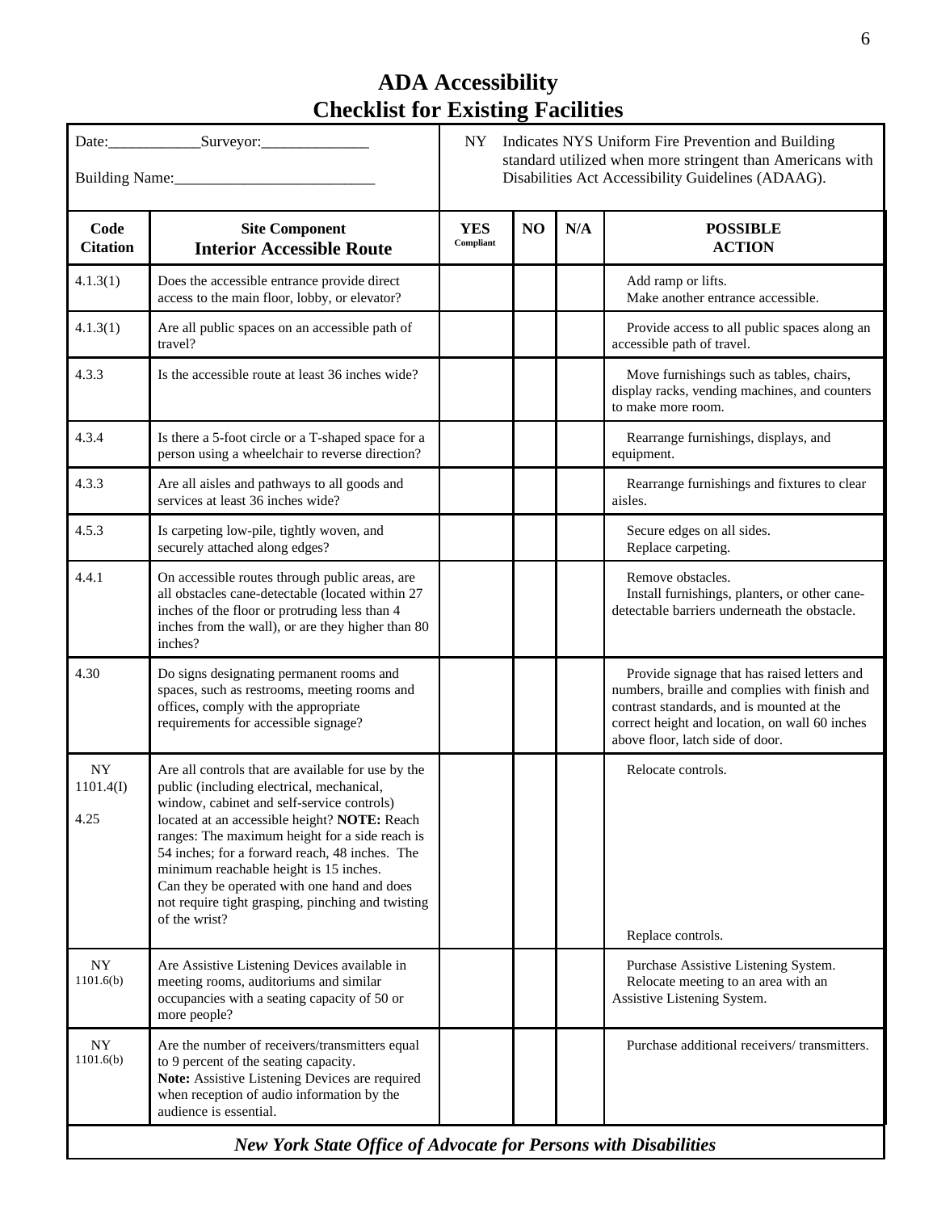# ADA Accessibility
# Checklist for Existing Facilities

| Date:____________Surveyor:______________ <br> Building Name:__________________________ | NY Indicates NYS Uniform Fire Prevention and Building standard utilized when more stringent than Americans with Disabilities Act Accessibility Guidelines (ADAAG). |
|---|---|

| Code Citation | Site Component **Interior Accessible Route** | YES Compliant | NO | N/A | POSSIBLE ACTION |
|---|---|---|---|---|---|
| 4.1.3(1) | Does the accessible entrance provide direct access to the main floor, lobby, or elevator? | | | | Add ramp or lifts. <br> Make another entrance accessible. |
| 4.1.3(1) | Are all public spaces on an accessible path of travel? | | | | Provide access to all public spaces along an accessible path of travel. |
| 4.3.3 | Is the accessible route at least 36 inches wide? | | | | Move furnishings such as tables, chairs, display racks, vending machines, and counters to make more room. |
| 4.3.4 | Is there a 5-foot circle or a T-shaped space for a person using a wheelchair to reverse direction? | | | | Rearrange furnishings, displays, and equipment. |
| 4.3.3 | Are all aisles and pathways to all goods and services at least 36 inches wide? | | | | Rearrange furnishings and fixtures to clear aisles. |
| 4.5.3 | Is carpeting low-pile, tightly woven, and securely attached along edges? | | | | Secure edges on all sides. <br> Replace carpeting. |
| 4.4.1 | On accessible routes through public areas, are all obstacles cane-detectable (located within 27 inches of the floor or protruding less than 4 inches from the wall), or are they higher than 80 inches? | | | | Remove obstacles. <br> Install furnishings, planters, or other cane-detectable barriers underneath the obstacle. |
| 4.30 | Do signs designating permanent rooms and spaces, such as restrooms, meeting rooms and offices, comply with the appropriate requirements for accessible signage? | | | | Provide signage that has raised letters and numbers, braille and complies with finish and contrast standards, and is mounted at the correct height and location, on wall 60 inches above floor, latch side of door. |
| NY 1101.4(I) <br> 4.25 | Are all controls that are available for use by the public (including electrical, mechanical, window, cabinet and self-service controls) located at an accessible height? **NOTE:** Reach ranges: The maximum height for a side reach is 54 inches; for a forward reach, 48 inches. The minimum reachable height is 15 inches. <br> Can they be operated with one hand and does not require tight grasping, pinching and twisting of the wrist? | | | | Relocate controls. <br> Replace controls. |
| NY 1101.6(b) | Are Assistive Listening Devices available in meeting rooms, auditoriums and similar occupancies with a seating capacity of 50 or more people? | | | | Purchase Assistive Listening System. <br> Relocate meeting to an area with an Assistive Listening System. |
| NY 1101.6(b) | Are the number of receivers/transmitters equal to 9 percent of the seating capacity. <br> **Note:** Assistive Listening Devices are required when reception of audio information by the audience is essential. | | | | Purchase additional receivers/ transmitters. |

***New York State Office of Advocate for Persons with Disabilities***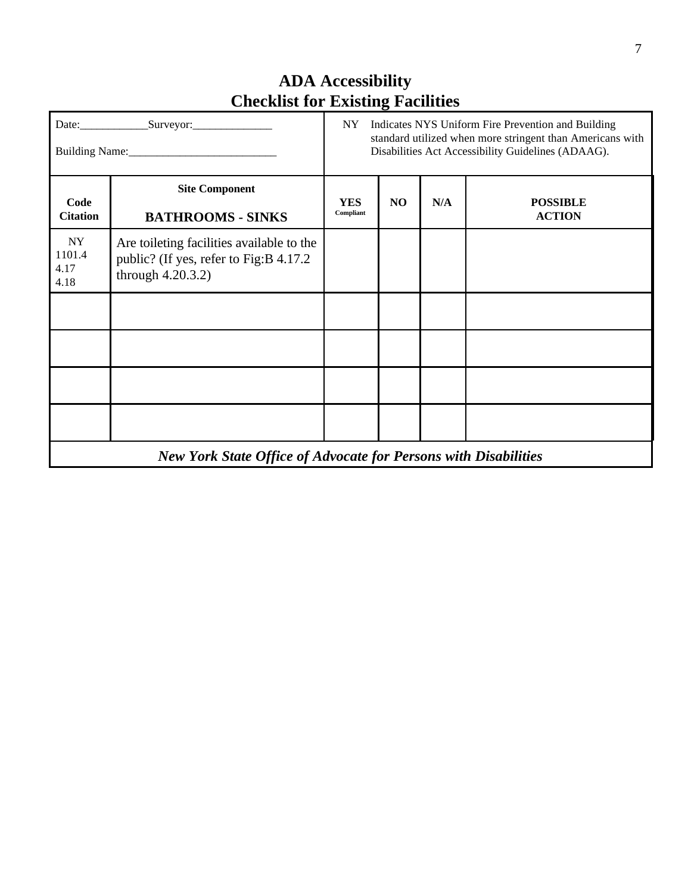# ADA Accessibility
# Checklist for Existing Facilities

| Date:____________Surveyor:______________ Building Name:__________________________ | | NY Indicates NYS Uniform Fire Prevention and Building standard utilized when more stringent than Americans with Disabilities Act Accessibility Guidelines (ADAAG). | | | |
|---|---|---|---|---|---|
| **Code Citation** | **Site Component** **BATHROOMS - SINKS** | **YES** **Compliant** | **NO** | **N/A** | **POSSIBLE ACTION** |
| NY 1101.4 4.17 4.18 | Are toileting facilities available to the public? (If yes, refer to Fig:B 4.17.2 through 4.20.3.2) | | | | |
| | | | | | |
| | | | | | |
| | | | | | |
| | | | | | |

***New York State Office of Advocate for Persons with Disabilities***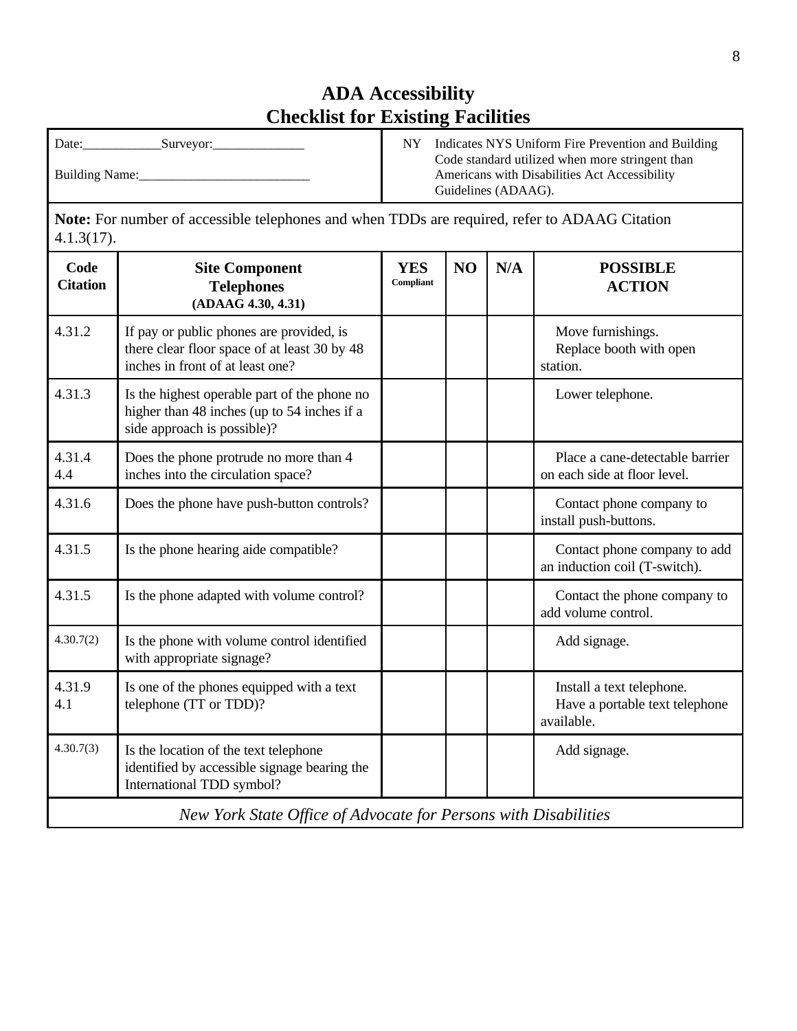# ADA Accessibility
# Checklist for Existing Facilities

| Date:____________Surveyor:______________ Building Name:__________________________ | NY Indicates NYS Uniform Fire Prevention and Building Code standard utilized when more stringent than Americans with Disabilities Act Accessibility Guidelines (ADAAG). |
|---|---|

**Note:** For number of accessible telephones and when TDDs are required, refer to ADAAG Citation 4.1.3(17).

| Code Citation | Site Component Telephones (ADAAG 4.30, 4.31) | YES Compliant | NO | N/A | POSSIBLE ACTION |
|---|---|---|---|---|---|
| 4.31.2 | If pay or public phones are provided, is there clear floor space of at least 30 by 48 inches in front of at least one? | | | | Move furnishings. Replace booth with open station. |
| 4.31.3 | Is the highest operable part of the phone no higher than 48 inches (up to 54 inches if a side approach is possible)? | | | | Lower telephone. |
| 4.31.4 4.4 | Does the phone protrude no more than 4 inches into the circulation space? | | | | Place a cane-detectable barrier on each side at floor level. |
| 4.31.6 | Does the phone have push-button controls? | | | | Contact phone company to install push-buttons. |
| 4.31.5 | Is the phone hearing aide compatible? | | | | Contact phone company to add an induction coil (T-switch). |
| 4.31.5 | Is the phone adapted with volume control? | | | | Contact the phone company to add volume control. |
| 4.30.7(2) | Is the phone with volume control identified with appropriate signage? | | | | Add signage. |
| 4.31.9 4.1 | Is one of the phones equipped with a text telephone (TT or TDD)? | | | | Install a text telephone. Have a portable text telephone available. |
| 4.30.7(3) | Is the location of the text telephone identified by accessible signage bearing the International TDD symbol? | | | | Add signage. |

*New York State Office of Advocate for Persons with Disabilities*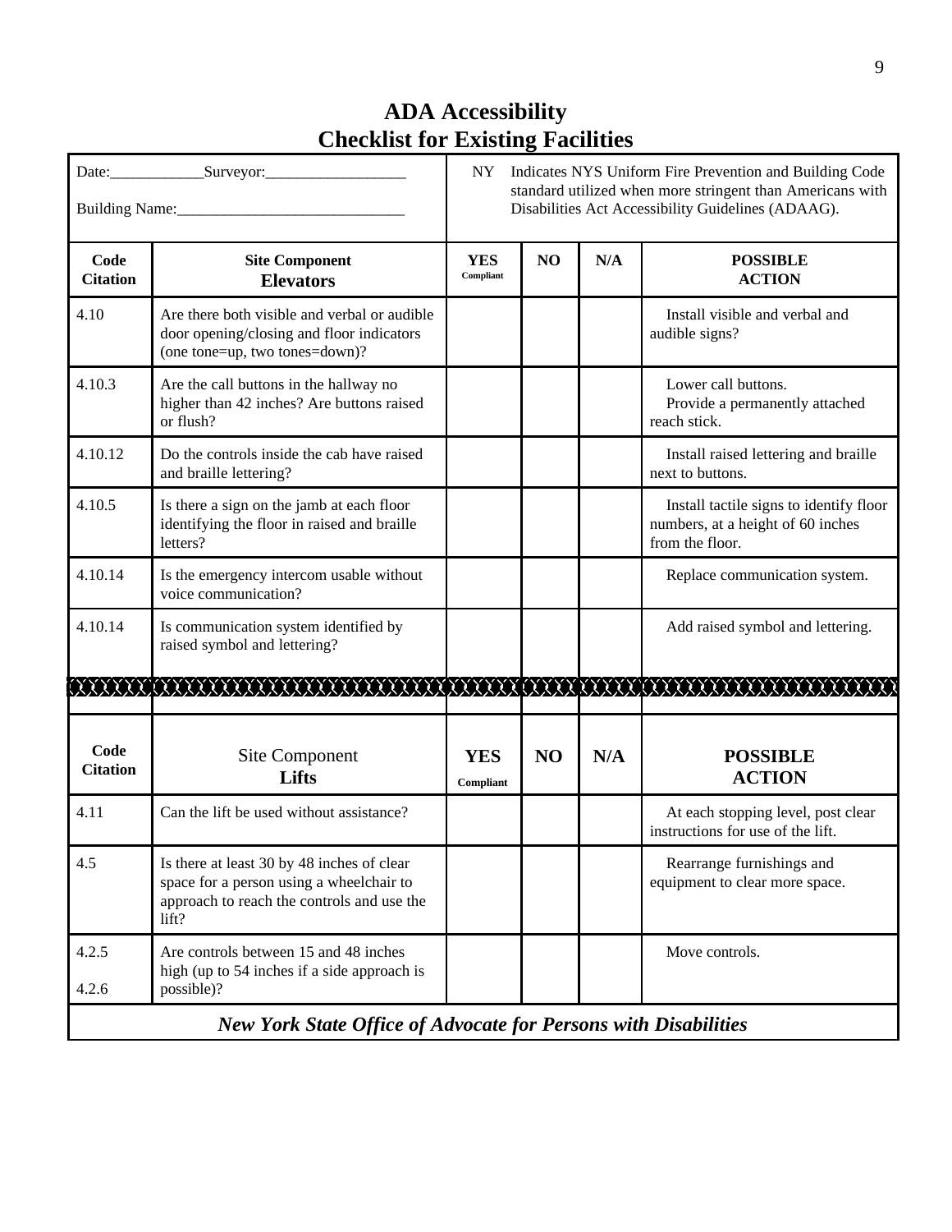# ADA Accessibility
# Checklist for Existing Facilities

Date:____________Surveyor:__________________

Building Name:_____________________________

NY Indicates NYS Uniform Fire Prevention and Building Code standard utilized when more stringent than Americans with Disabilities Act Accessibility Guidelines (ADAAG).

| Code Citation | Site Component **Elevators** | YES Compliant | NO | N/A | POSSIBLE ACTION |
|---|---|---|---|---|---|
| 4.10 | Are there both visible and verbal or audible door opening/closing and floor indicators (one tone=up, two tones=down)? | | | | Install visible and verbal and audible signs? |
| 4.10.3 | Are the call buttons in the hallway no higher than 42 inches? Are buttons raised or flush? | | | | Lower call buttons. Provide a permanently attached reach stick. |
| 4.10.12 | Do the controls inside the cab have raised and braille lettering? | | | | Install raised lettering and braille next to buttons. |
| 4.10.5 | Is there a sign on the jamb at each floor identifying the floor in raised and braille letters? | | | | Install tactile signs to identify floor numbers, at a height of 60 inches from the floor. |
| 4.10.14 | Is the emergency intercom usable without voice communication? | | | | Replace communication system. |
| 4.10.14 | Is communication system identified by raised symbol and lettering? | | | | Add raised symbol and lettering. |

| Code Citation | Site Component **Lifts** | YES Compliant | NO | N/A | POSSIBLE ACTION |
|---|---|---|---|---|---|
| 4.11 | Can the lift be used without assistance? | | | | At each stopping level, post clear instructions for use of the lift. |
| 4.5 | Is there at least 30 by 48 inches of clear space for a person using a wheelchair to approach to reach the controls and use the lift? | | | | Rearrange furnishings and equipment to clear more space. |
| 4.2.5 4.2.6 | Are controls between 15 and 48 inches high (up to 54 inches if a side approach is possible)? | | | | Move controls. |

*New York State Office of Advocate for Persons with Disabilities*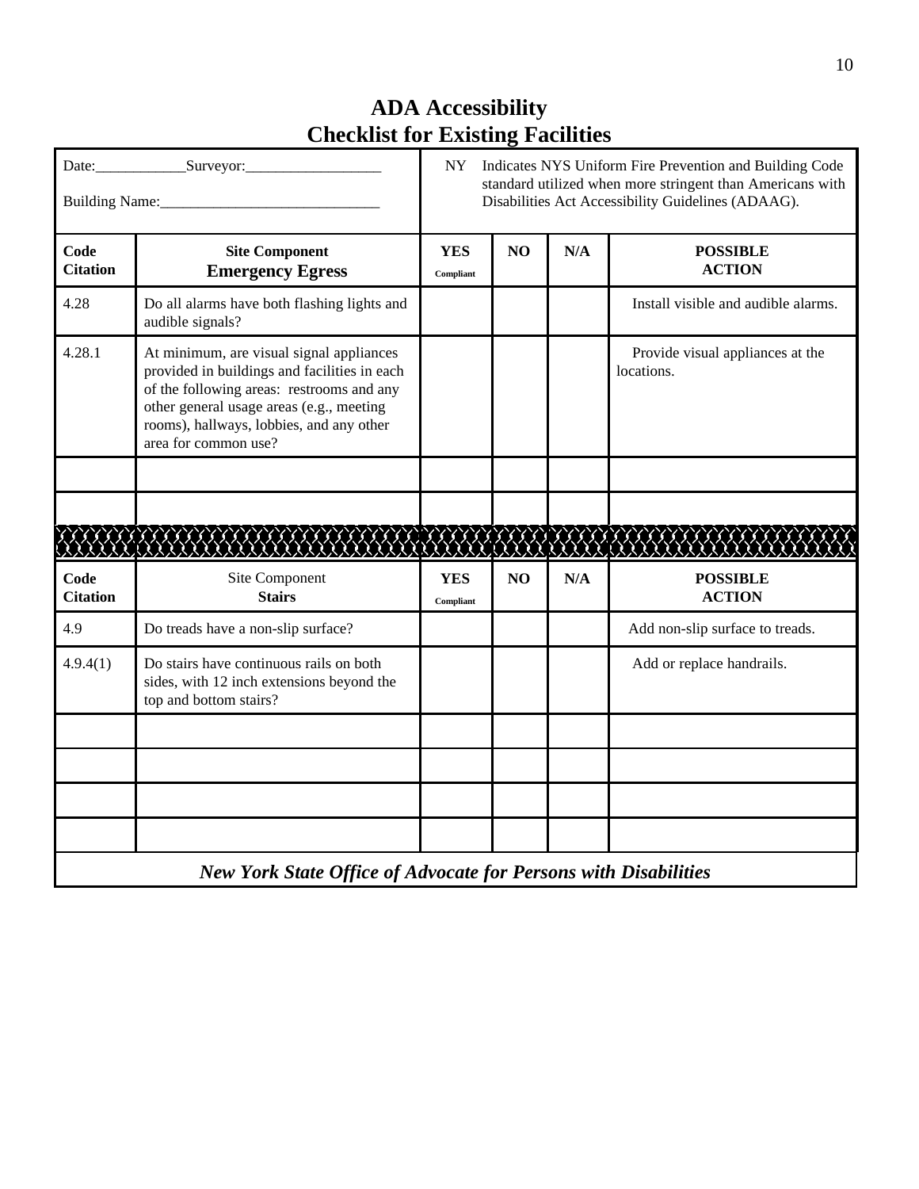# ADA Accessibility
# Checklist for Existing Facilities

| Date:____________Surveyor:__________________ <br><br> Building Name:_____________________________ | NY Indicates NYS Uniform Fire Prevention and Building Code standard utilized when more stringent than Americans with Disabilities Act Accessibility Guidelines (ADAAG). | | | |
|---|---|---|---|---|

| Code Citation | Site Component **Emergency Egress** | YES Compliant | NO | N/A | POSSIBLE ACTION |
|---|---|---|---|---|---|
| 4.28 | Do all alarms have both flashing lights and audible signals? | | | | Install visible and audible alarms. |
| 4.28.1 | At minimum, are visual signal appliances provided in buildings and facilities in each of the following areas: restrooms and any other general usage areas (e.g., meeting rooms), hallways, lobbies, and any other area for common use? | | | | Provide visual appliances at the locations. |
| | | | | | |
| | | | | | |

| Code Citation | Site Component **Stairs** | YES Compliant | NO | N/A | POSSIBLE ACTION |
|---|---|---|---|---|---|
| 4.9 | Do treads have a non-slip surface? | | | | Add non-slip surface to treads. |
| 4.9.4(1) | Do stairs have continuous rails on both sides, with 12 inch extensions beyond the top and bottom stairs? | | | | Add or replace handrails. |
| | | | | | |
| | | | | | |
| | | | | | |
| | | | | | |

***New York State Office of Advocate for Persons with Disabilities***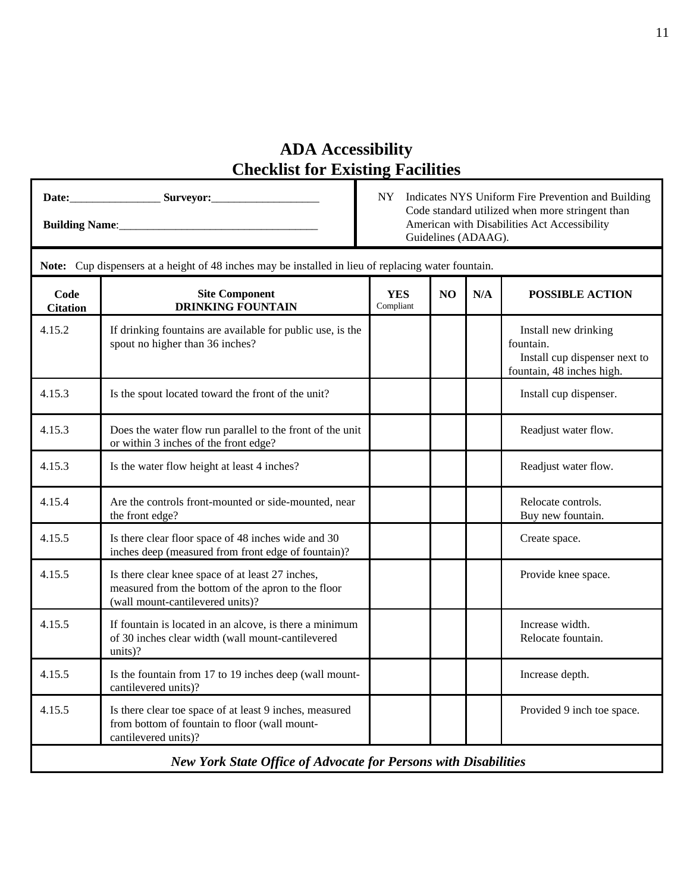# ADA Accessibility
# Checklist for Existing Facilities

**Date:**________________ **Surveyor:**___________________

**Building Name**:___________________________________

NY Indicates NYS Uniform Fire Prevention and Building Code standard utilized when more stringent than American with Disabilities Act Accessibility Guidelines (ADAAG).

**Note:** Cup dispensers at a height of 48 inches may be installed in lieu of replacing water fountain.

| Code Citation | Site Component DRINKING FOUNTAIN | YES Compliant | NO | N/A | POSSIBLE ACTION |
|---|---|---|---|---|---|
| 4.15.2 | If drinking fountains are available for public use, is the spout no higher than 36 inches? | | | | Install new drinking fountain. Install cup dispenser next to fountain, 48 inches high. |
| 4.15.3 | Is the spout located toward the front of the unit? | | | | Install cup dispenser. |
| 4.15.3 | Does the water flow run parallel to the front of the unit or within 3 inches of the front edge? | | | | Readjust water flow. |
| 4.15.3 | Is the water flow height at least 4 inches? | | | | Readjust water flow. |
| 4.15.4 | Are the controls front-mounted or side-mounted, near the front edge? | | | | Relocate controls. Buy new fountain. |
| 4.15.5 | Is there clear floor space of 48 inches wide and 30 inches deep (measured from front edge of fountain)? | | | | Create space. |
| 4.15.5 | Is there clear knee space of at least 27 inches, measured from the bottom of the apron to the floor (wall mount-cantilevered units)? | | | | Provide knee space. |
| 4.15.5 | If fountain is located in an alcove, is there a minimum of 30 inches clear width (wall mount-cantilevered units)? | | | | Increase width. Relocate fountain. |
| 4.15.5 | Is the fountain from 17 to 19 inches deep (wall mount-cantilevered units)? | | | | Increase depth. |
| 4.15.5 | Is there clear toe space of at least 9 inches, measured from bottom of fountain to floor (wall mount-cantilevered units)? | | | | Provided 9 inch toe space. |

***New York State Office of Advocate for Persons with Disabilities***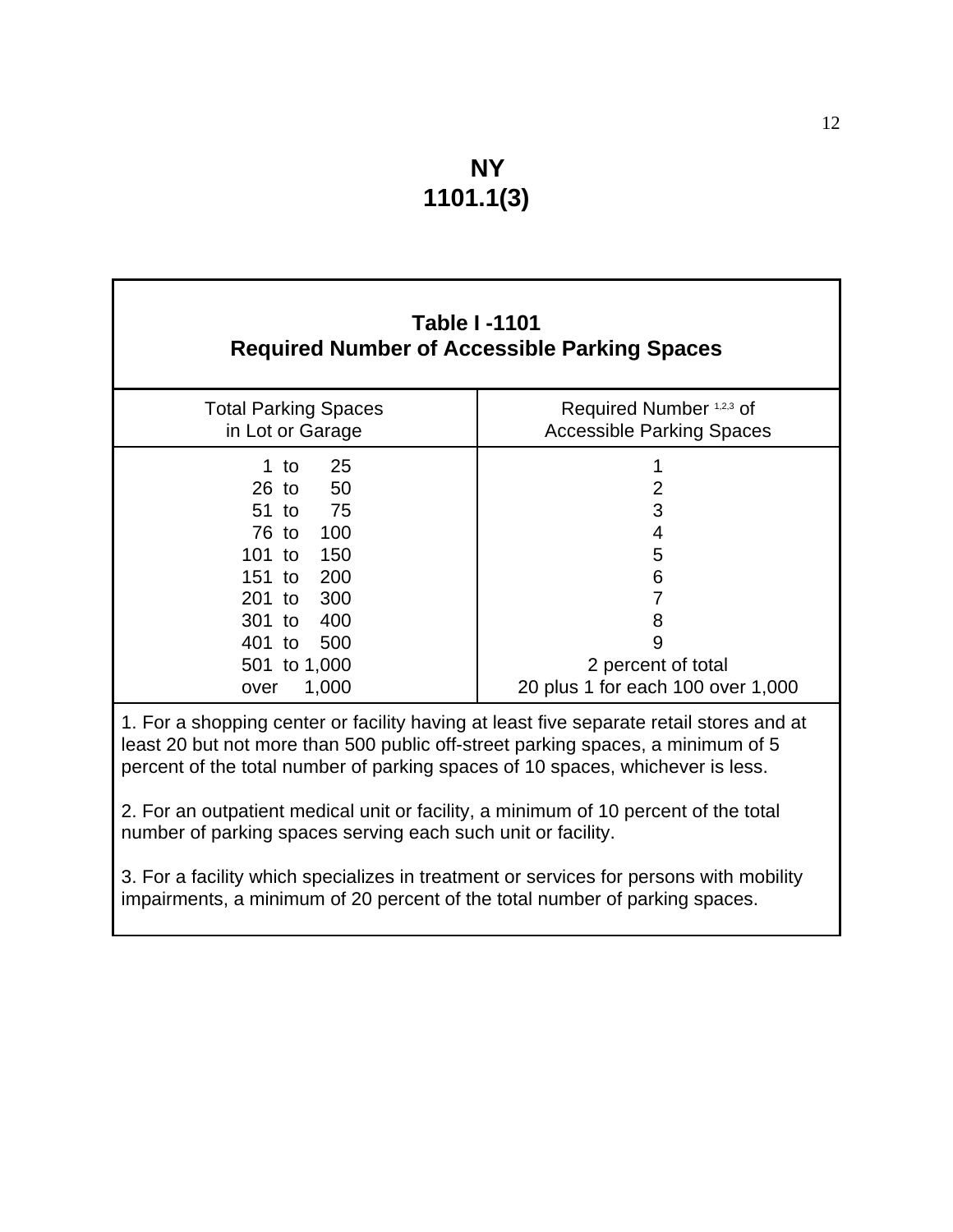# NY 1101.1(3)

## Table I -1101
## Required Number of Accessible Parking Spaces

| Total Parking Spaces in Lot or Garage | Required Number [1,2,3] of Accessible Parking Spaces |
|---|---|
| 1 to 25 | 1 |
| 26 to 50 | 2 |
| 51 to 75 | 3 |
| 76 to 100 | 4 |
| 101 to 150 | 5 |
| 151 to 200 | 6 |
| 201 to 300 | 7 |
| 301 to 400 | 8 |
| 401 to 500 | 9 |
| 501 to 1,000 | 2 percent of total |
| over 1,000 | 20 plus 1 for each 100 over 1,000 |

1. For a shopping center or facility having at least five separate retail stores and at least 20 but not more than 500 public off-street parking spaces, a minimum of 5 percent of the total number of parking spaces of 10 spaces, whichever is less.

2. For an outpatient medical unit or facility, a minimum of 10 percent of the total number of parking spaces serving each such unit or facility.

3. For a facility which specializes in treatment or services for persons with mobility impairments, a minimum of 20 percent of the total number of parking spaces.